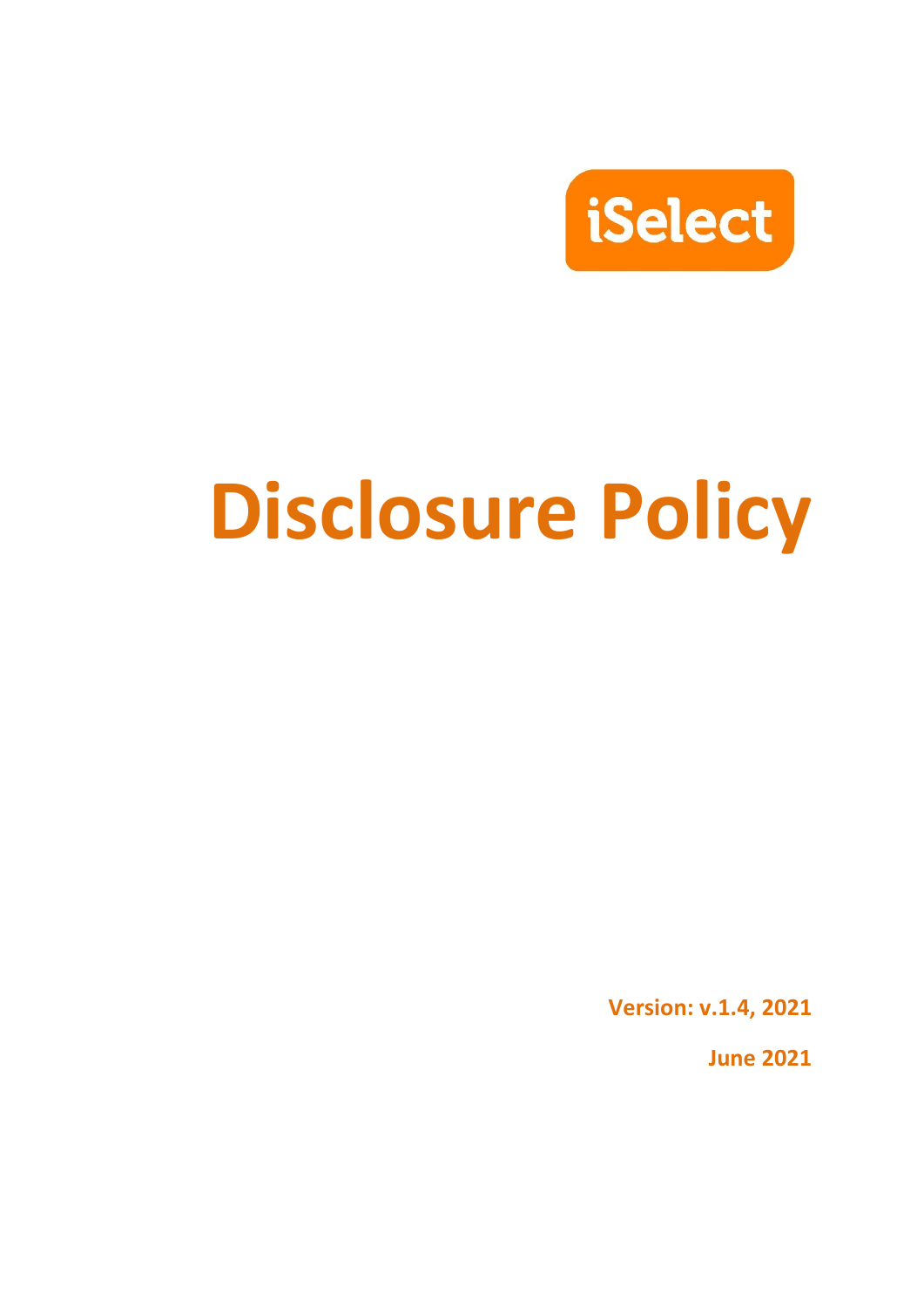iSelect

# Disclosure Policy

**Version: v.1.4, 2021**

**June 2021**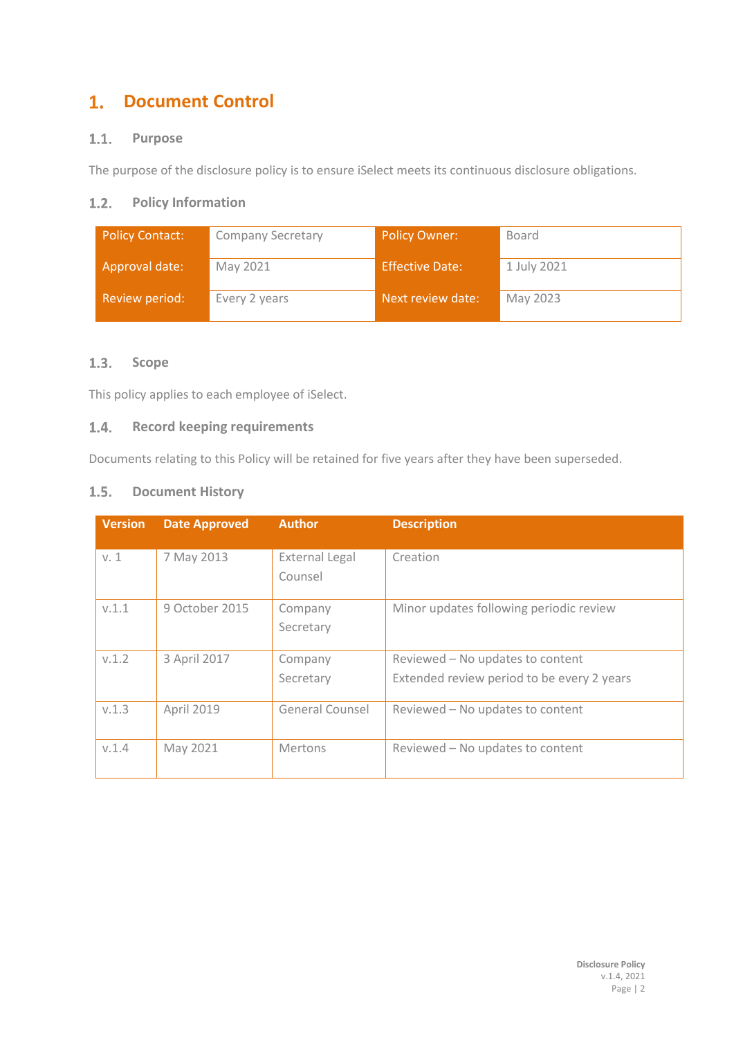# 1. Document Control

## 1.1. Purpose

The purpose of the disclosure policy is to ensure iSelect meets its continuous disclosure obligations.

## 1.2. Policy Information

| Policy Contact: | Company Secretary | Policy Owner: | Board |
|---|---|---|---|
| Approval date: | May 2021 | Effective Date: | 1 July 2021 |
| Review period: | Every 2 years | Next review date: | May 2023 |

## 1.3. Scope

This policy applies to each employee of iSelect.

## 1.4. Record keeping requirements

Documents relating to this Policy will be retained for five years after they have been superseded.

## 1.5. Document History

| Version | Date Approved | Author | Description |
|---|---|---|---|
| v. 1 | 7 May 2013 | External Legal Counsel | Creation |
| v.1.1 | 9 October 2015 | Company Secretary | Minor updates following periodic review |
| v.1.2 | 3 April 2017 | Company Secretary | Reviewed – No updates to content<br>Extended review period to be every 2 years |
| v.1.3 | April 2019 | General Counsel | Reviewed – No updates to content |
| v.1.4 | May 2021 | Mertons | Reviewed – No updates to content |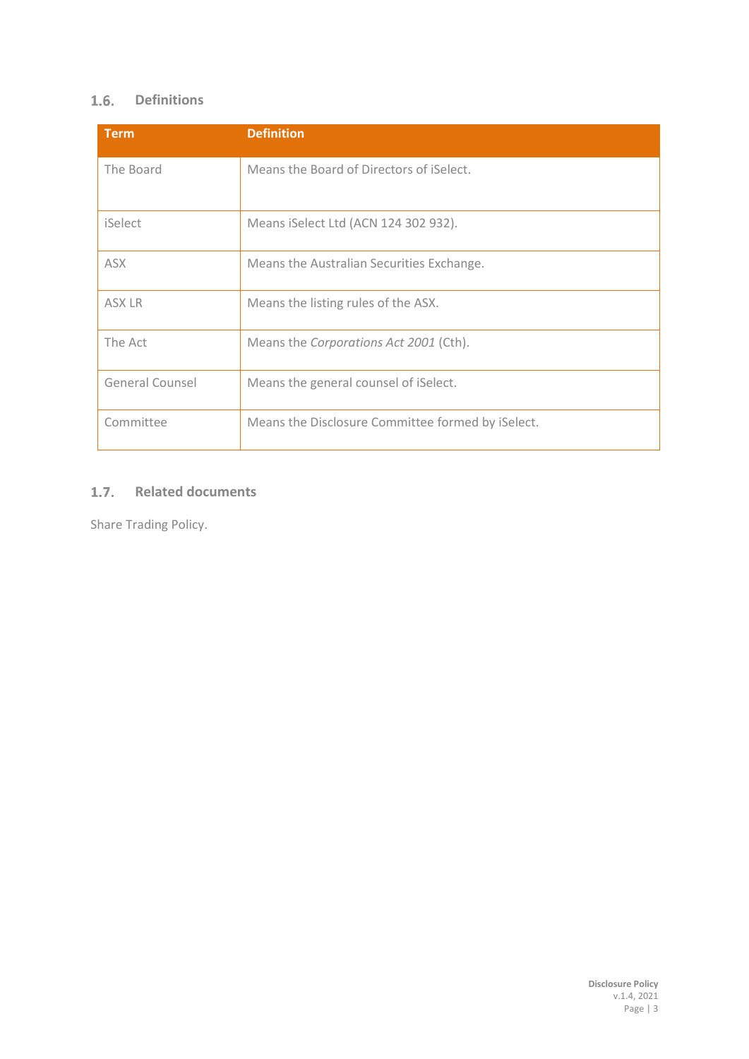### 1.6. Definitions

| Term | Definition |
| --- | --- |
| The Board | Means the Board of Directors of iSelect. |
| iSelect | Means iSelect Ltd (ACN 124 302 932). |
| ASX | Means the Australian Securities Exchange. |
| ASX LR | Means the listing rules of the ASX. |
| The Act | Means the *Corporations Act 2001* (Cth). |
| General Counsel | Means the general counsel of iSelect. |
| Committee | Means the Disclosure Committee formed by iSelect. |

### 1.7. Related documents

Share Trading Policy.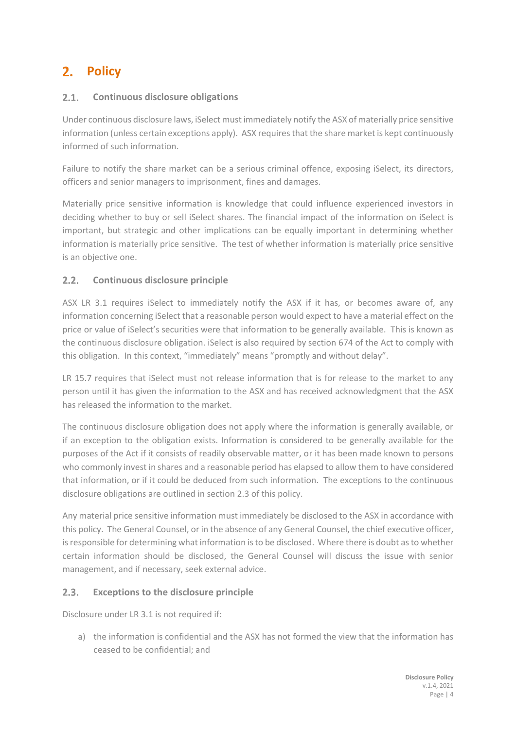# 2. Policy

## 2.1. Continuous disclosure obligations

Under continuous disclosure laws, iSelect must immediately notify the ASX of materially price sensitive information (unless certain exceptions apply). ASX requires that the share market is kept continuously informed of such information.

Failure to notify the share market can be a serious criminal offence, exposing iSelect, its directors, officers and senior managers to imprisonment, fines and damages.

Materially price sensitive information is knowledge that could influence experienced investors in deciding whether to buy or sell iSelect shares. The financial impact of the information on iSelect is important, but strategic and other implications can be equally important in determining whether information is materially price sensitive. The test of whether information is materially price sensitive is an objective one.

## 2.2. Continuous disclosure principle

ASX LR 3.1 requires iSelect to immediately notify the ASX if it has, or becomes aware of, any information concerning iSelect that a reasonable person would expect to have a material effect on the price or value of iSelect's securities were that information to be generally available. This is known as the continuous disclosure obligation. iSelect is also required by section 674 of the Act to comply with this obligation. In this context, "immediately" means "promptly and without delay".

LR 15.7 requires that iSelect must not release information that is for release to the market to any person until it has given the information to the ASX and has received acknowledgment that the ASX has released the information to the market.

The continuous disclosure obligation does not apply where the information is generally available, or if an exception to the obligation exists. Information is considered to be generally available for the purposes of the Act if it consists of readily observable matter, or it has been made known to persons who commonly invest in shares and a reasonable period has elapsed to allow them to have considered that information, or if it could be deduced from such information. The exceptions to the continuous disclosure obligations are outlined in section 2.3 of this policy.

Any material price sensitive information must immediately be disclosed to the ASX in accordance with this policy. The General Counsel, or in the absence of any General Counsel, the chief executive officer, is responsible for determining what information is to be disclosed. Where there is doubt as to whether certain information should be disclosed, the General Counsel will discuss the issue with senior management, and if necessary, seek external advice.

## 2.3. Exceptions to the disclosure principle

Disclosure under LR 3.1 is not required if:

a) the information is confidential and the ASX has not formed the view that the information has ceased to be confidential; and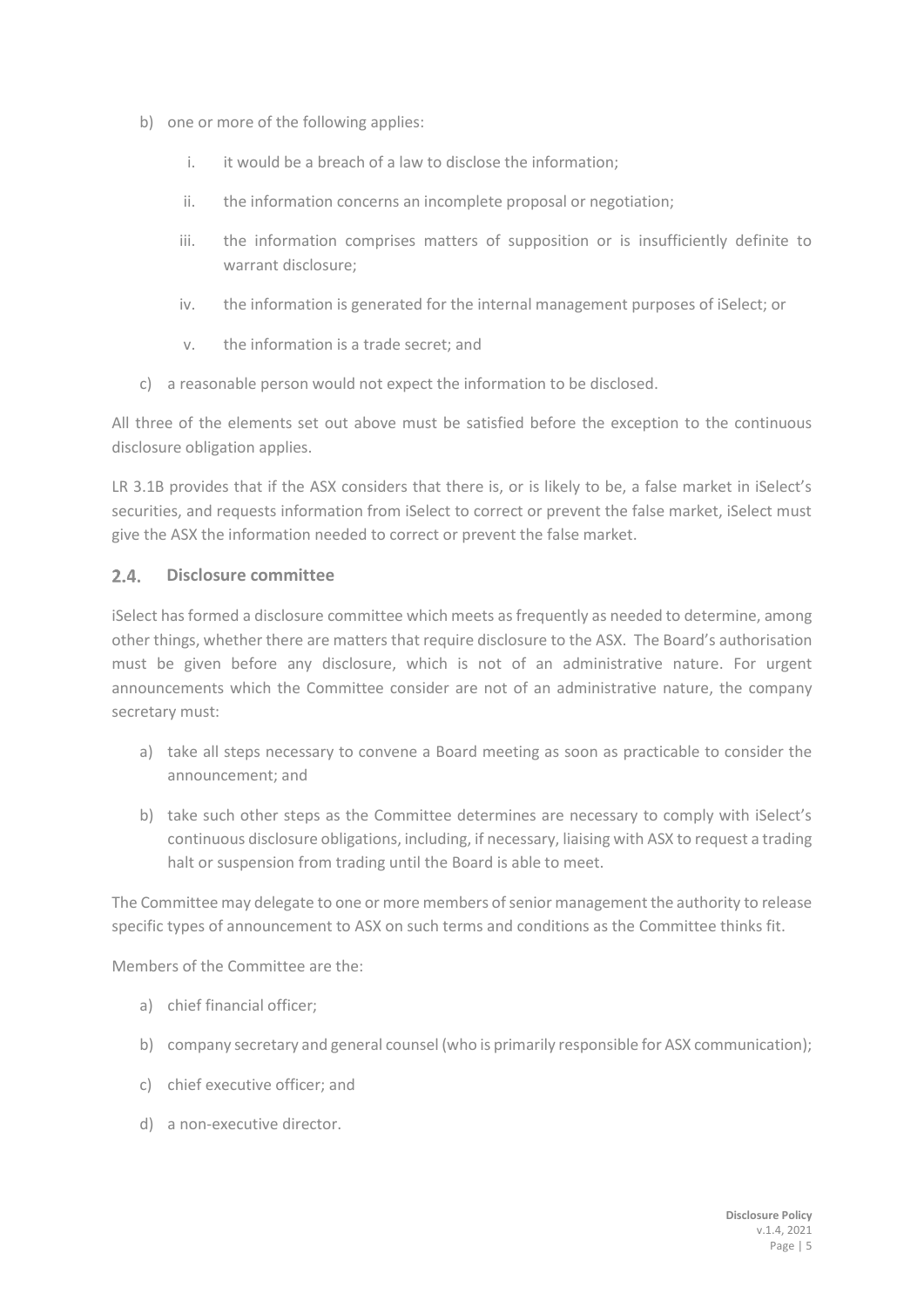b) one or more of the following applies:

   i. it would be a breach of a law to disclose the information;

   ii. the information concerns an incomplete proposal or negotiation;

   iii. the information comprises matters of supposition or is insufficiently definite to warrant disclosure;

   iv. the information is generated for the internal management purposes of iSelect; or

   v. the information is a trade secret; and

c) a reasonable person would not expect the information to be disclosed.

All three of the elements set out above must be satisfied before the exception to the continuous disclosure obligation applies.

LR 3.1B provides that if the ASX considers that there is, or is likely to be, a false market in iSelect's securities, and requests information from iSelect to correct or prevent the false market, iSelect must give the ASX the information needed to correct or prevent the false market.

## 2.4. Disclosure committee

iSelect has formed a disclosure committee which meets as frequently as needed to determine, among other things, whether there are matters that require disclosure to the ASX. The Board's authorisation must be given before any disclosure, which is not of an administrative nature. For urgent announcements which the Committee consider are not of an administrative nature, the company secretary must:

a) take all steps necessary to convene a Board meeting as soon as practicable to consider the announcement; and

b) take such other steps as the Committee determines are necessary to comply with iSelect's continuous disclosure obligations, including, if necessary, liaising with ASX to request a trading halt or suspension from trading until the Board is able to meet.

The Committee may delegate to one or more members of senior management the authority to release specific types of announcement to ASX on such terms and conditions as the Committee thinks fit.

Members of the Committee are the:

a) chief financial officer;

b) company secretary and general counsel (who is primarily responsible for ASX communication);

c) chief executive officer; and

d) a non-executive director.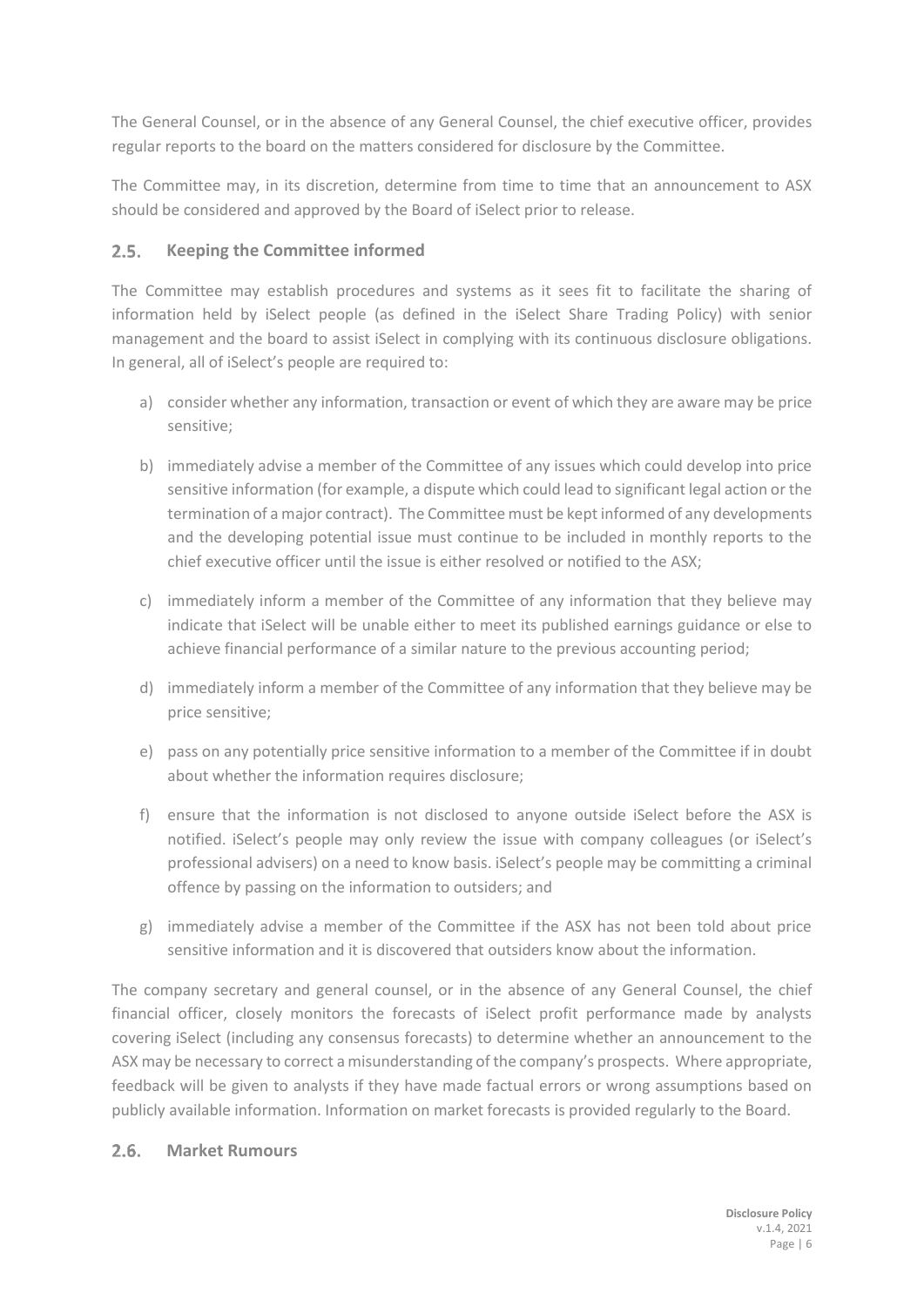The General Counsel, or in the absence of any General Counsel, the chief executive officer, provides regular reports to the board on the matters considered for disclosure by the Committee.

The Committee may, in its discretion, determine from time to time that an announcement to ASX should be considered and approved by the Board of iSelect prior to release.

## 2.5. Keeping the Committee informed

The Committee may establish procedures and systems as it sees fit to facilitate the sharing of information held by iSelect people (as defined in the iSelect Share Trading Policy) with senior management and the board to assist iSelect in complying with its continuous disclosure obligations. In general, all of iSelect's people are required to:

a) consider whether any information, transaction or event of which they are aware may be price sensitive;

b) immediately advise a member of the Committee of any issues which could develop into price sensitive information (for example, a dispute which could lead to significant legal action or the termination of a major contract). The Committee must be kept informed of any developments and the developing potential issue must continue to be included in monthly reports to the chief executive officer until the issue is either resolved or notified to the ASX;

c) immediately inform a member of the Committee of any information that they believe may indicate that iSelect will be unable either to meet its published earnings guidance or else to achieve financial performance of a similar nature to the previous accounting period;

d) immediately inform a member of the Committee of any information that they believe may be price sensitive;

e) pass on any potentially price sensitive information to a member of the Committee if in doubt about whether the information requires disclosure;

f) ensure that the information is not disclosed to anyone outside iSelect before the ASX is notified. iSelect's people may only review the issue with company colleagues (or iSelect's professional advisers) on a need to know basis. iSelect's people may be committing a criminal offence by passing on the information to outsiders; and

g) immediately advise a member of the Committee if the ASX has not been told about price sensitive information and it is discovered that outsiders know about the information.

The company secretary and general counsel, or in the absence of any General Counsel, the chief financial officer, closely monitors the forecasts of iSelect profit performance made by analysts covering iSelect (including any consensus forecasts) to determine whether an announcement to the ASX may be necessary to correct a misunderstanding of the company's prospects. Where appropriate, feedback will be given to analysts if they have made factual errors or wrong assumptions based on publicly available information. Information on market forecasts is provided regularly to the Board.

## 2.6. Market Rumours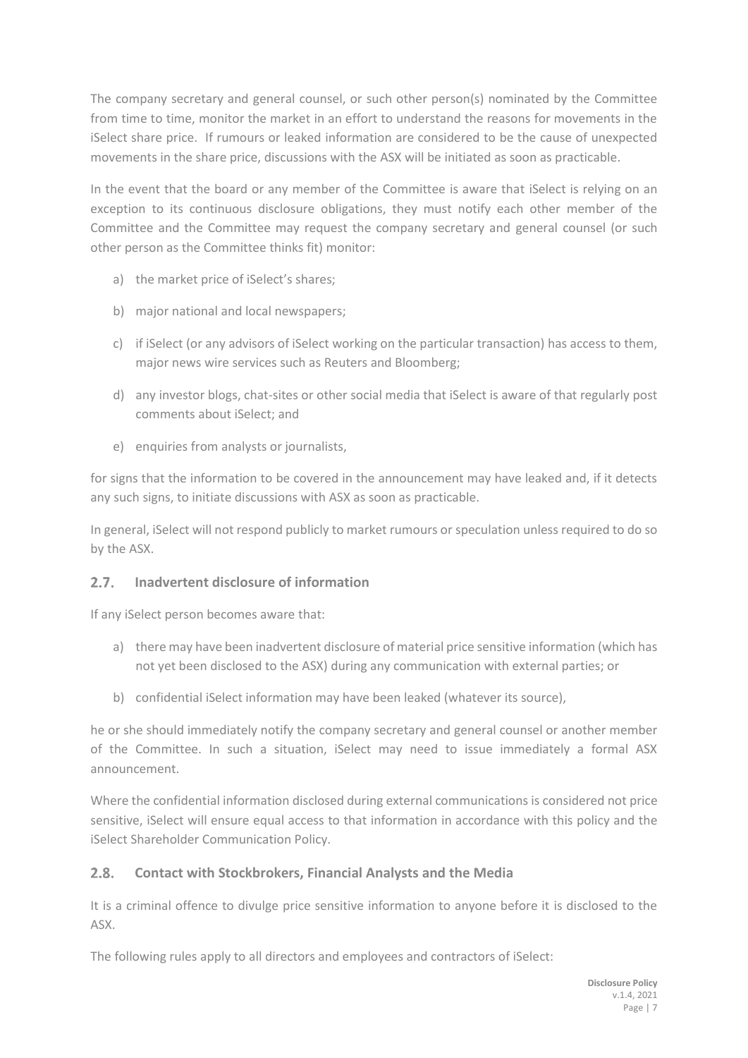The company secretary and general counsel, or such other person(s) nominated by the Committee from time to time, monitor the market in an effort to understand the reasons for movements in the iSelect share price. If rumours or leaked information are considered to be the cause of unexpected movements in the share price, discussions with the ASX will be initiated as soon as practicable.

In the event that the board or any member of the Committee is aware that iSelect is relying on an exception to its continuous disclosure obligations, they must notify each other member of the Committee and the Committee may request the company secretary and general counsel (or such other person as the Committee thinks fit) monitor:

a) the market price of iSelect's shares;

b) major national and local newspapers;

c) if iSelect (or any advisors of iSelect working on the particular transaction) has access to them, major news wire services such as Reuters and Bloomberg;

d) any investor blogs, chat-sites or other social media that iSelect is aware of that regularly post comments about iSelect; and

e) enquiries from analysts or journalists,

for signs that the information to be covered in the announcement may have leaked and, if it detects any such signs, to initiate discussions with ASX as soon as practicable.

In general, iSelect will not respond publicly to market rumours or speculation unless required to do so by the ASX.

## 2.7. Inadvertent disclosure of information

If any iSelect person becomes aware that:

a) there may have been inadvertent disclosure of material price sensitive information (which has not yet been disclosed to the ASX) during any communication with external parties; or

b) confidential iSelect information may have been leaked (whatever its source),

he or she should immediately notify the company secretary and general counsel or another member of the Committee. In such a situation, iSelect may need to issue immediately a formal ASX announcement.

Where the confidential information disclosed during external communications is considered not price sensitive, iSelect will ensure equal access to that information in accordance with this policy and the iSelect Shareholder Communication Policy.

## 2.8. Contact with Stockbrokers, Financial Analysts and the Media

It is a criminal offence to divulge price sensitive information to anyone before it is disclosed to the ASX.

The following rules apply to all directors and employees and contractors of iSelect: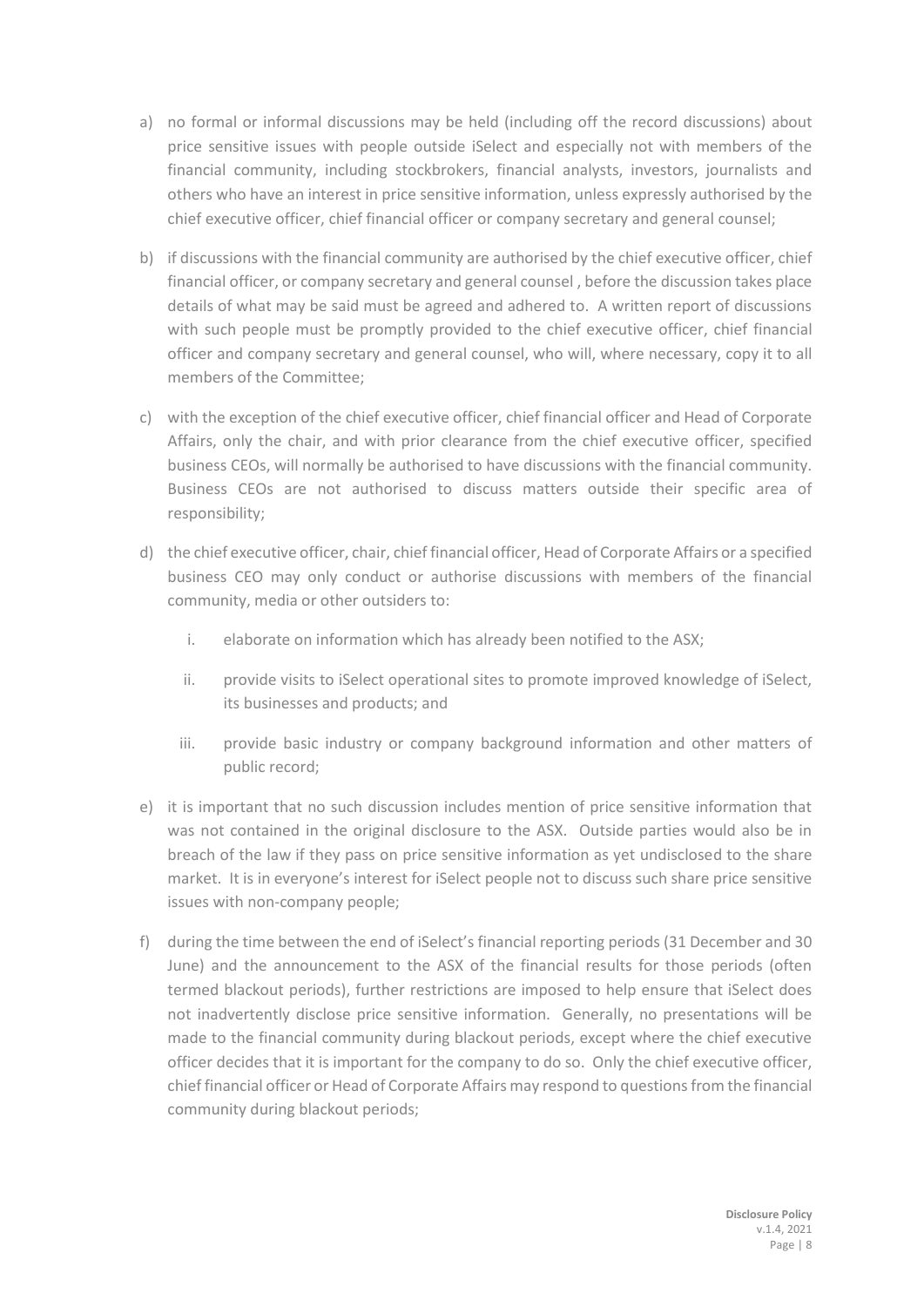a) no formal or informal discussions may be held (including off the record discussions) about price sensitive issues with people outside iSelect and especially not with members of the financial community, including stockbrokers, financial analysts, investors, journalists and others who have an interest in price sensitive information, unless expressly authorised by the chief executive officer, chief financial officer or company secretary and general counsel;

b) if discussions with the financial community are authorised by the chief executive officer, chief financial officer, or company secretary and general counsel , before the discussion takes place details of what may be said must be agreed and adhered to. A written report of discussions with such people must be promptly provided to the chief executive officer, chief financial officer and company secretary and general counsel, who will, where necessary, copy it to all members of the Committee;

c) with the exception of the chief executive officer, chief financial officer and Head of Corporate Affairs, only the chair, and with prior clearance from the chief executive officer, specified business CEOs, will normally be authorised to have discussions with the financial community. Business CEOs are not authorised to discuss matters outside their specific area of responsibility;

d) the chief executive officer, chair, chief financial officer, Head of Corporate Affairs or a specified business CEO may only conduct or authorise discussions with members of the financial community, media or other outsiders to:

   i. elaborate on information which has already been notified to the ASX;

   ii. provide visits to iSelect operational sites to promote improved knowledge of iSelect, its businesses and products; and

   iii. provide basic industry or company background information and other matters of public record;

e) it is important that no such discussion includes mention of price sensitive information that was not contained in the original disclosure to the ASX. Outside parties would also be in breach of the law if they pass on price sensitive information as yet undisclosed to the share market. It is in everyone's interest for iSelect people not to discuss such share price sensitive issues with non-company people;

f) during the time between the end of iSelect's financial reporting periods (31 December and 30 June) and the announcement to the ASX of the financial results for those periods (often termed blackout periods), further restrictions are imposed to help ensure that iSelect does not inadvertently disclose price sensitive information. Generally, no presentations will be made to the financial community during blackout periods, except where the chief executive officer decides that it is important for the company to do so. Only the chief executive officer, chief financial officer or Head of Corporate Affairs may respond to questions from the financial community during blackout periods;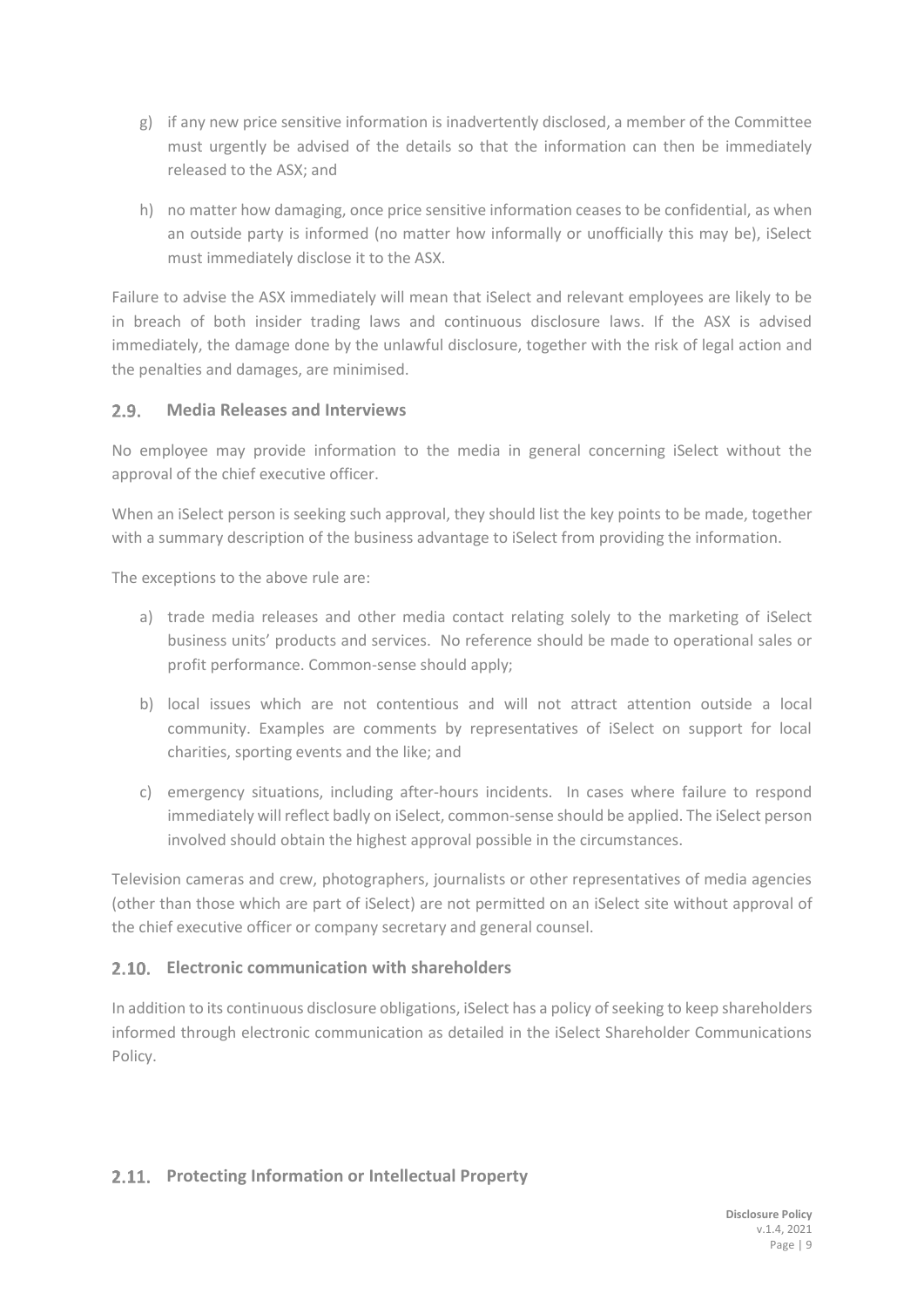g) if any new price sensitive information is inadvertently disclosed, a member of the Committee must urgently be advised of the details so that the information can then be immediately released to the ASX; and

h) no matter how damaging, once price sensitive information ceases to be confidential, as when an outside party is informed (no matter how informally or unofficially this may be), iSelect must immediately disclose it to the ASX.

Failure to advise the ASX immediately will mean that iSelect and relevant employees are likely to be in breach of both insider trading laws and continuous disclosure laws. If the ASX is advised immediately, the damage done by the unlawful disclosure, together with the risk of legal action and the penalties and damages, are minimised.

## 2.9. Media Releases and Interviews

No employee may provide information to the media in general concerning iSelect without the approval of the chief executive officer.

When an iSelect person is seeking such approval, they should list the key points to be made, together with a summary description of the business advantage to iSelect from providing the information.

The exceptions to the above rule are:

a) trade media releases and other media contact relating solely to the marketing of iSelect business units' products and services. No reference should be made to operational sales or profit performance. Common-sense should apply;

b) local issues which are not contentious and will not attract attention outside a local community. Examples are comments by representatives of iSelect on support for local charities, sporting events and the like; and

c) emergency situations, including after-hours incidents. In cases where failure to respond immediately will reflect badly on iSelect, common-sense should be applied. The iSelect person involved should obtain the highest approval possible in the circumstances.

Television cameras and crew, photographers, journalists or other representatives of media agencies (other than those which are part of iSelect) are not permitted on an iSelect site without approval of the chief executive officer or company secretary and general counsel.

## 2.10. Electronic communication with shareholders

In addition to its continuous disclosure obligations, iSelect has a policy of seeking to keep shareholders informed through electronic communication as detailed in the iSelect Shareholder Communications Policy.

## 2.11. Protecting Information or Intellectual Property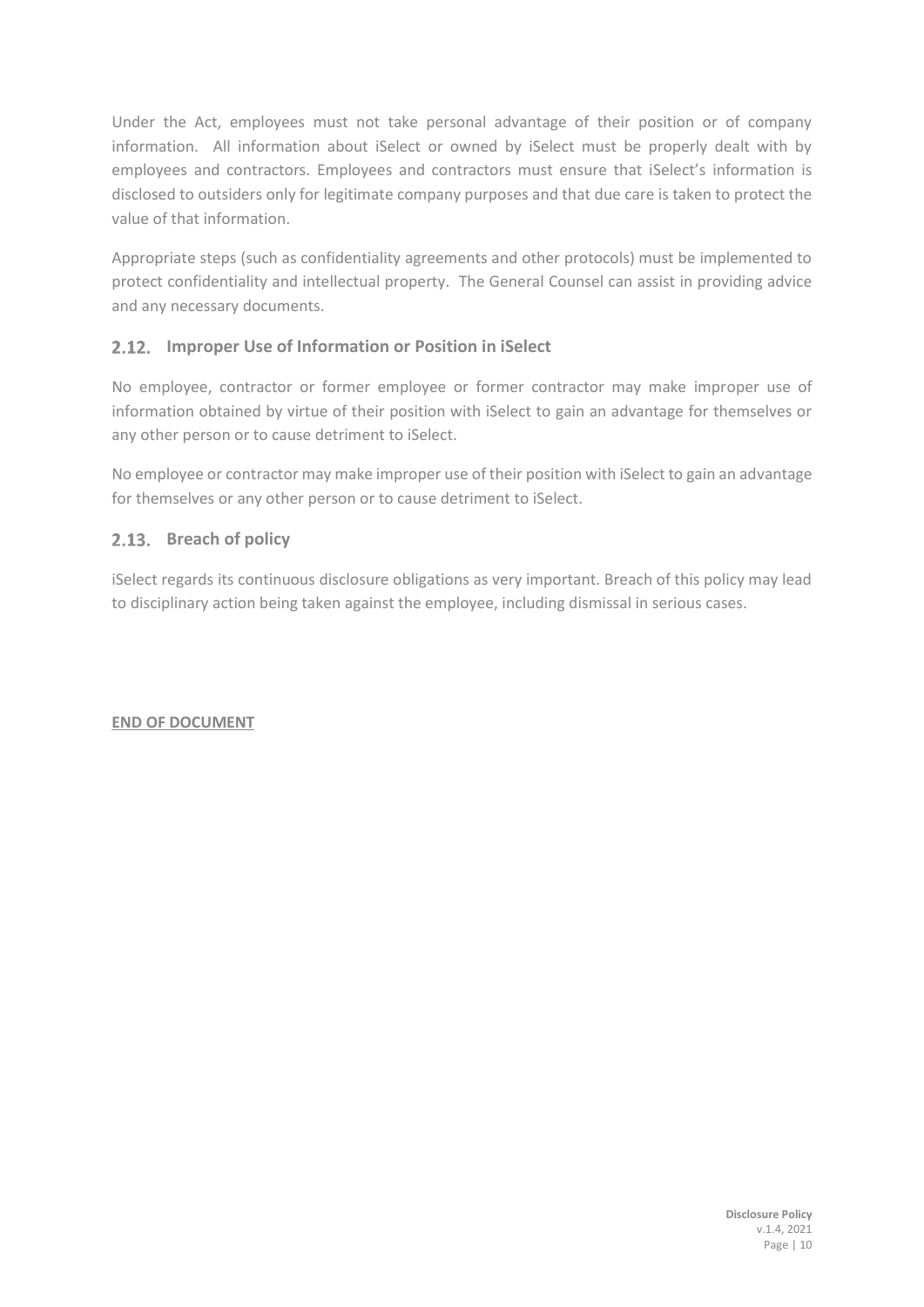Under the Act, employees must not take personal advantage of their position or of company information. All information about iSelect or owned by iSelect must be properly dealt with by employees and contractors. Employees and contractors must ensure that iSelect's information is disclosed to outsiders only for legitimate company purposes and that due care is taken to protect the value of that information.

Appropriate steps (such as confidentiality agreements and other protocols) must be implemented to protect confidentiality and intellectual property. The General Counsel can assist in providing advice and any necessary documents.

### 2.12. Improper Use of Information or Position in iSelect

No employee, contractor or former employee or former contractor may make improper use of information obtained by virtue of their position with iSelect to gain an advantage for themselves or any other person or to cause detriment to iSelect.

No employee or contractor may make improper use of their position with iSelect to gain an advantage for themselves or any other person or to cause detriment to iSelect.

### 2.13. Breach of policy

iSelect regards its continuous disclosure obligations as very important. Breach of this policy may lead to disciplinary action being taken against the employee, including dismissal in serious cases.

**END OF DOCUMENT**